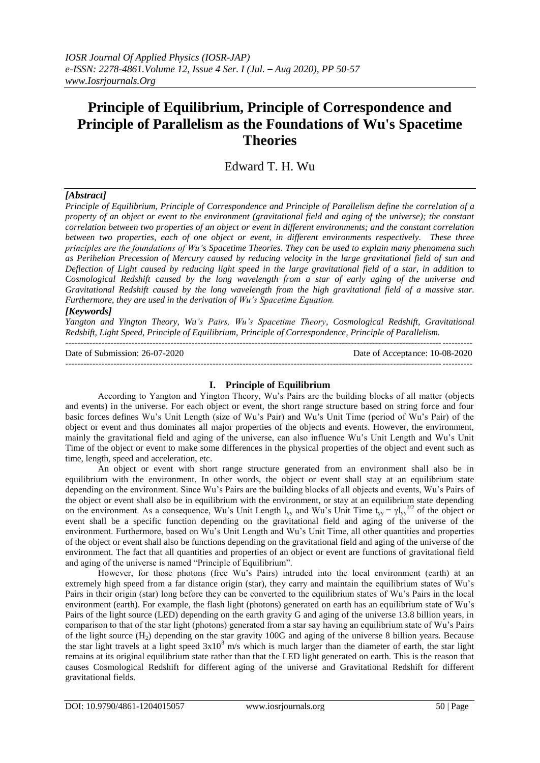# Principle of Equilibrium, Principle of Correspondence and Principle of Parallelism as the Foundations of Wu's Spacetime Theories

Edward T. H. Wu

***[Abstract]***

*Principle of Equilibrium, Principle of Correspondence and Principle of Parallelism define the correlation of a property of an object or event to the environment (gravitational field and aging of the universe); the constant correlation between two properties of an object or event in different environments; and the constant correlation between two properties, each of one object or event, in different environments respectively. These three principles are the foundations of Wu's Spacetime Theories. They can be used to explain many phenomena such as Perihelion Precession of Mercury caused by reducing velocity in the large gravitational field of sun and Deflection of Light caused by reducing light speed in the large gravitational field of a star, in addition to Cosmological Redshift caused by the long wavelength from a star of early aging of the universe and Gravitational Redshift caused by the long wavelength from the high gravitational field of a massive star. Furthermore, they are used in the derivation of Wu's Spacetime Equation.*

***[Keywords]***

*Yangton and Yington Theory, Wu's Pairs, Wu's Spacetime Theory, Cosmological Redshift, Gravitational Redshift, Light Speed, Principle of Equilibrium, Principle of Correspondence, Principle of Parallelism.*

---

Date of Submission: 26-07-2020 | Date of Acceptance: 10-08-2020

---

## I. Principle of Equilibrium

According to Yangton and Yington Theory, Wu's Pairs are the building blocks of all matter (objects and events) in the universe. For each object or event, the short range structure based on string force and four basic forces defines Wu's Unit Length (size of Wu's Pair) and Wu's Unit Time (period of Wu's Pair) of the object or event and thus dominates all major properties of the objects and events. However, the environment, mainly the gravitational field and aging of the universe, can also influence Wu's Unit Length and Wu's Unit Time of the object or event to make some differences in the physical properties of the object and event such as time, length, speed and acceleration, etc.

An object or event with short range structure generated from an environment shall also be in equilibrium with the environment. In other words, the object or event shall stay at an equilibrium state depending on the environment. Since Wu's Pairs are the building blocks of all objects and events, Wu's Pairs of the object or event shall also be in equilibrium with the environment, or stay at an equilibrium state depending on the environment. As a consequence, Wu's Unit Length $l_{yy}$ and Wu's Unit Time $t_{yy} = \gamma l_{yy}^{3/2}$ of the object or event shall be a specific function depending on the gravitational field and aging of the universe of the environment. Furthermore, based on Wu's Unit Length and Wu's Unit Time, all other quantities and properties of the object or event shall also be functions depending on the gravitational field and aging of the universe of the environment. The fact that all quantities and properties of an object or event are functions of gravitational field and aging of the universe is named "Principle of Equilibrium".

However, for those photons (free Wu's Pairs) intruded into the local environment (earth) at an extremely high speed from a far distance origin (star), they carry and maintain the equilibrium states of Wu's Pairs in their origin (star) long before they can be converted to the equilibrium states of Wu's Pairs in the local environment (earth). For example, the flash light (photons) generated on earth has an equilibrium state of Wu's Pairs of the light source (LED) depending on the earth gravity G and aging of the universe 13.8 billion years, in comparison to that of the star light (photons) generated from a star say having an equilibrium state of Wu's Pairs of the light source ($H_2$) depending on the star gravity 100G and aging of the universe 8 billion years. Because the star light travels at a light speed $3x10^8$ m/s which is much larger than the diameter of earth, the star light remains at its original equilibrium state rather than that the LED light generated on earth. This is the reason that causes Cosmological Redshift for different aging of the universe and Gravitational Redshift for different gravitational fields.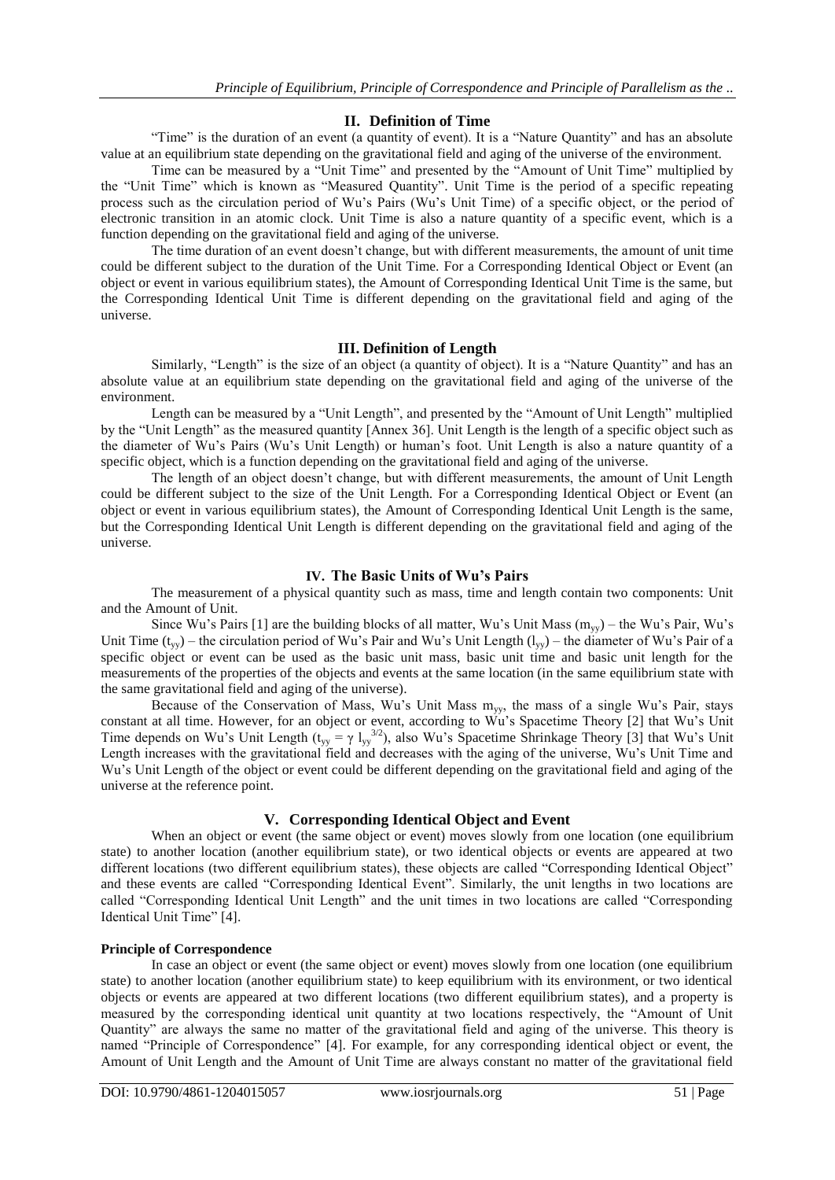## II. Definition of Time

"Time" is the duration of an event (a quantity of event). It is a "Nature Quantity" and has an absolute value at an equilibrium state depending on the gravitational field and aging of the universe of the environment.

Time can be measured by a "Unit Time" and presented by the "Amount of Unit Time" multiplied by the "Unit Time" which is known as "Measured Quantity". Unit Time is the period of a specific repeating process such as the circulation period of Wu's Pairs (Wu's Unit Time) of a specific object, or the period of electronic transition in an atomic clock. Unit Time is also a nature quantity of a specific event, which is a function depending on the gravitational field and aging of the universe.

The time duration of an event doesn't change, but with different measurements, the amount of unit time could be different subject to the duration of the Unit Time. For a Corresponding Identical Object or Event (an object or event in various equilibrium states), the Amount of Corresponding Identical Unit Time is the same, but the Corresponding Identical Unit Time is different depending on the gravitational field and aging of the universe.

## III. Definition of Length

Similarly, "Length" is the size of an object (a quantity of object). It is a "Nature Quantity" and has an absolute value at an equilibrium state depending on the gravitational field and aging of the universe of the environment.

Length can be measured by a "Unit Length", and presented by the "Amount of Unit Length" multiplied by the "Unit Length" as the measured quantity [Annex 36]. Unit Length is the length of a specific object such as the diameter of Wu's Pairs (Wu's Unit Length) or human's foot. Unit Length is also a nature quantity of a specific object, which is a function depending on the gravitational field and aging of the universe.

The length of an object doesn't change, but with different measurements, the amount of Unit Length could be different subject to the size of the Unit Length. For a Corresponding Identical Object or Event (an object or event in various equilibrium states), the Amount of Corresponding Identical Unit Length is the same, but the Corresponding Identical Unit Length is different depending on the gravitational field and aging of the universe.

## IV. The Basic Units of Wu's Pairs

The measurement of a physical quantity such as mass, time and length contain two components: Unit and the Amount of Unit.

Since Wu's Pairs [1] are the building blocks of all matter, Wu's Unit Mass ($m_{yy}$) – the Wu's Pair, Wu's Unit Time ($t_{yy}$) – the circulation period of Wu's Pair and Wu's Unit Length ($l_{yy}$) – the diameter of Wu's Pair of a specific object or event can be used as the basic unit mass, basic unit time and basic unit length for the measurements of the properties of the objects and events at the same location (in the same equilibrium state with the same gravitational field and aging of the universe).

Because of the Conservation of Mass, Wu's Unit Mass $m_{yy}$, the mass of a single Wu's Pair, stays constant at all time. However, for an object or event, according to Wu's Spacetime Theory [2] that Wu's Unit Time depends on Wu's Unit Length ($t_{yy} = \gamma\, l_{yy}^{3/2}$), also Wu's Spacetime Shrinkage Theory [3] that Wu's Unit Length increases with the gravitational field and decreases with the aging of the universe, Wu's Unit Time and Wu's Unit Length of the object or event could be different depending on the gravitational field and aging of the universe at the reference point.

## V. Corresponding Identical Object and Event

When an object or event (the same object or event) moves slowly from one location (one equilibrium state) to another location (another equilibrium state), or two identical objects or events are appeared at two different locations (two different equilibrium states), these objects are called "Corresponding Identical Object" and these events are called "Corresponding Identical Event". Similarly, the unit lengths in two locations are called "Corresponding Identical Unit Length" and the unit times in two locations are called "Corresponding Identical Unit Time" [4].

**Principle of Correspondence**

In case an object or event (the same object or event) moves slowly from one location (one equilibrium state) to another location (another equilibrium state) to keep equilibrium with its environment, or two identical objects or events are appeared at two different locations (two different equilibrium states), and a property is measured by the corresponding identical unit quantity at two locations respectively, the "Amount of Unit Quantity" are always the same no matter of the gravitational field and aging of the universe. This theory is named "Principle of Correspondence" [4]. For example, for any corresponding identical object or event, the Amount of Unit Length and the Amount of Unit Time are always constant no matter of the gravitational field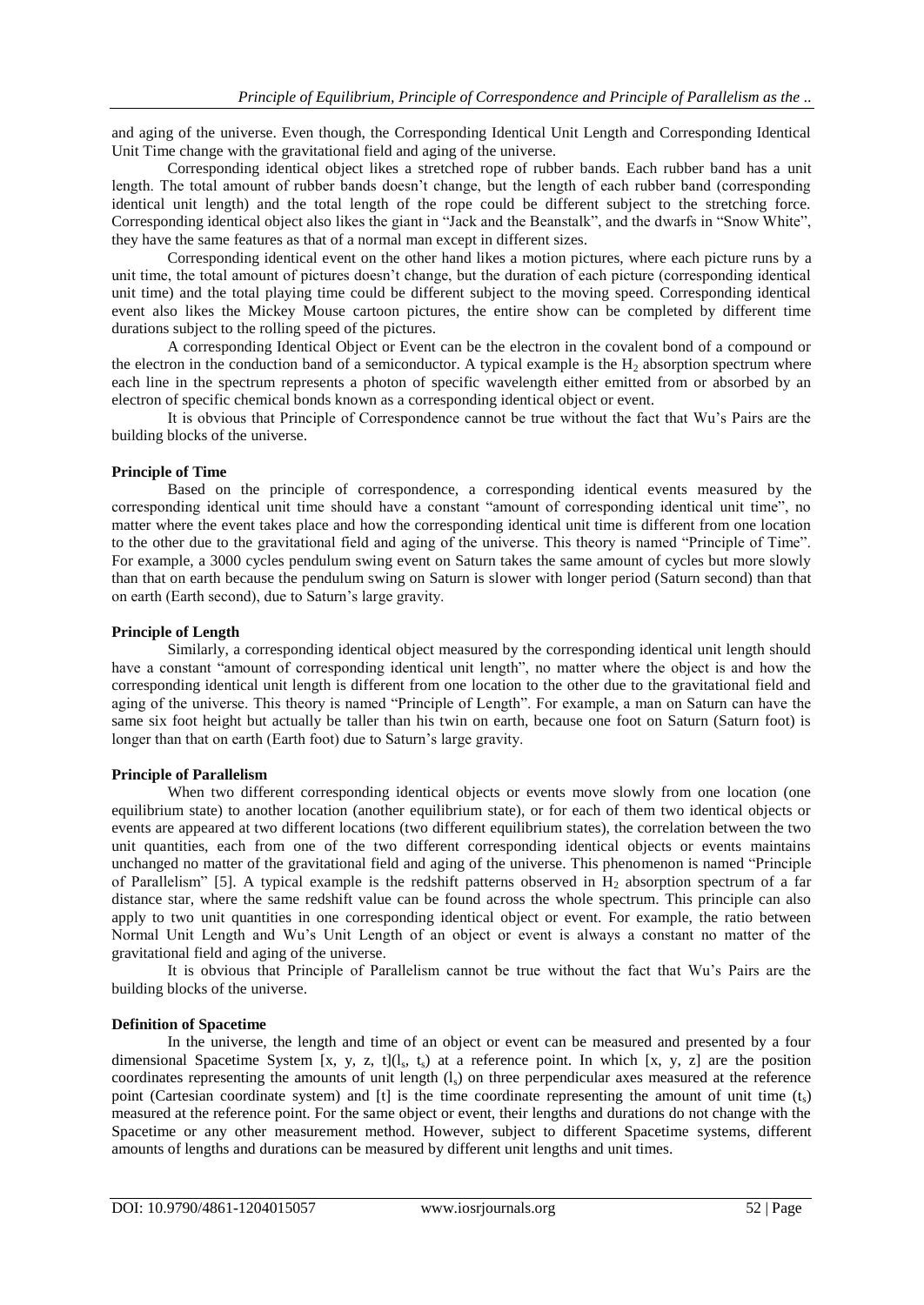and aging of the universe. Even though, the Corresponding Identical Unit Length and Corresponding Identical Unit Time change with the gravitational field and aging of the universe.

Corresponding identical object likes a stretched rope of rubber bands. Each rubber band has a unit length. The total amount of rubber bands doesn't change, but the length of each rubber band (corresponding identical unit length) and the total length of the rope could be different subject to the stretching force. Corresponding identical object also likes the giant in "Jack and the Beanstalk", and the dwarfs in "Snow White", they have the same features as that of a normal man except in different sizes.

Corresponding identical event on the other hand likes a motion pictures, where each picture runs by a unit time, the total amount of pictures doesn't change, but the duration of each picture (corresponding identical unit time) and the total playing time could be different subject to the moving speed. Corresponding identical event also likes the Mickey Mouse cartoon pictures, the entire show can be completed by different time durations subject to the rolling speed of the pictures.

A corresponding Identical Object or Event can be the electron in the covalent bond of a compound or the electron in the conduction band of a semiconductor. A typical example is the $H_2$ absorption spectrum where each line in the spectrum represents a photon of specific wavelength either emitted from or absorbed by an electron of specific chemical bonds known as a corresponding identical object or event.

It is obvious that Principle of Correspondence cannot be true without the fact that Wu's Pairs are the building blocks of the universe.

**Principle of Time**

Based on the principle of correspondence, a corresponding identical events measured by the corresponding identical unit time should have a constant "amount of corresponding identical unit time", no matter where the event takes place and how the corresponding identical unit time is different from one location to the other due to the gravitational field and aging of the universe. This theory is named "Principle of Time". For example, a 3000 cycles pendulum swing event on Saturn takes the same amount of cycles but more slowly than that on earth because the pendulum swing on Saturn is slower with longer period (Saturn second) than that on earth (Earth second), due to Saturn's large gravity.

**Principle of Length**

Similarly, a corresponding identical object measured by the corresponding identical unit length should have a constant "amount of corresponding identical unit length", no matter where the object is and how the corresponding identical unit length is different from one location to the other due to the gravitational field and aging of the universe. This theory is named "Principle of Length". For example, a man on Saturn can have the same six foot height but actually be taller than his twin on earth, because one foot on Saturn (Saturn foot) is longer than that on earth (Earth foot) due to Saturn's large gravity.

**Principle of Parallelism**

When two different corresponding identical objects or events move slowly from one location (one equilibrium state) to another location (another equilibrium state), or for each of them two identical objects or events are appeared at two different locations (two different equilibrium states), the correlation between the two unit quantities, each from one of the two different corresponding identical objects or events maintains unchanged no matter of the gravitational field and aging of the universe. This phenomenon is named "Principle of Parallelism" [5]. A typical example is the redshift patterns observed in $H_2$ absorption spectrum of a far distance star, where the same redshift value can be found across the whole spectrum. This principle can also apply to two unit quantities in one corresponding identical object or event. For example, the ratio between Normal Unit Length and Wu's Unit Length of an object or event is always a constant no matter of the gravitational field and aging of the universe.

It is obvious that Principle of Parallelism cannot be true without the fact that Wu's Pairs are the building blocks of the universe.

**Definition of Spacetime**

In the universe, the length and time of an object or event can be measured and presented by a four dimensional Spacetime System $[x, y, z, t](l_s, t_s)$ at a reference point. In which $[x, y, z]$ are the position coordinates representing the amounts of unit length ($l_s$) on three perpendicular axes measured at the reference point (Cartesian coordinate system) and $[t]$ is the time coordinate representing the amount of unit time ($t_s$) measured at the reference point. For the same object or event, their lengths and durations do not change with the Spacetime or any other measurement method. However, subject to different Spacetime systems, different amounts of lengths and durations can be measured by different unit lengths and unit times.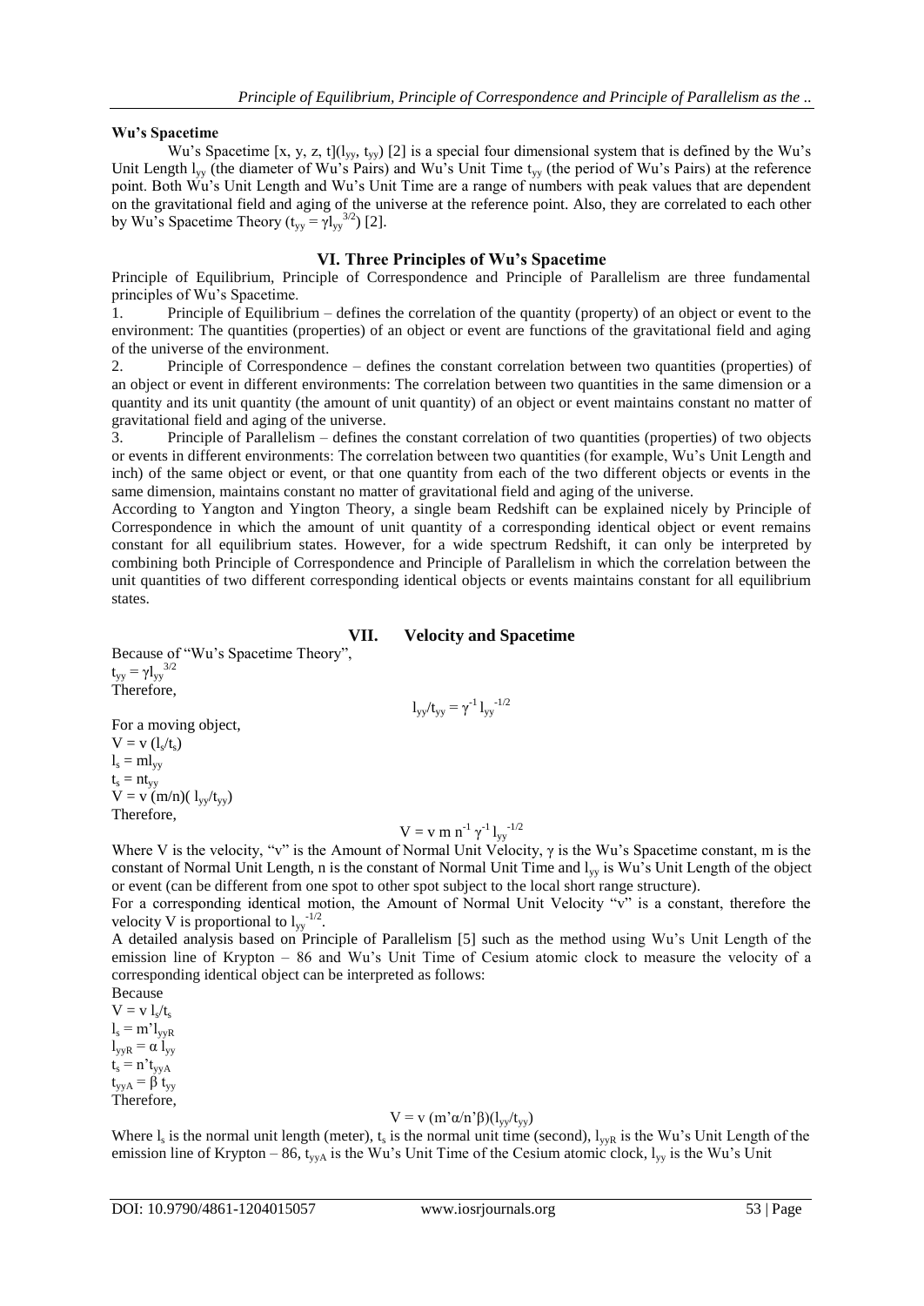**Wu's Spacetime**

Wu's Spacetime $[x, y, z, t](l_{yy}, t_{yy})$ [2] is a special four dimensional system that is defined by the Wu's Unit Length $l_{yy}$ (the diameter of Wu's Pairs) and Wu's Unit Time $t_{yy}$ (the period of Wu's Pairs) at the reference point. Both Wu's Unit Length and Wu's Unit Time are a range of numbers with peak values that are dependent on the gravitational field and aging of the universe at the reference point. Also, they are correlated to each other by Wu's Spacetime Theory ($t_{yy} = \gamma l_{yy}^{3/2}$) [2].

## VI. Three Principles of Wu's Spacetime

Principle of Equilibrium, Principle of Correspondence and Principle of Parallelism are three fundamental principles of Wu's Spacetime.

1. Principle of Equilibrium – defines the correlation of the quantity (property) of an object or event to the environment: The quantities (properties) of an object or event are functions of the gravitational field and aging of the universe of the environment.
2. Principle of Correspondence – defines the constant correlation between two quantities (properties) of an object or event in different environments: The correlation between two quantities in the same dimension or a quantity and its unit quantity (the amount of unit quantity) of an object or event maintains constant no matter of gravitational field and aging of the universe.
3. Principle of Parallelism – defines the constant correlation of two quantities (properties) of two objects or events in different environments: The correlation between two quantities (for example, Wu's Unit Length and inch) of the same object or event, or that one quantity from each of the two different objects or events in the same dimension, maintains constant no matter of gravitational field and aging of the universe.

According to Yangton and Yington Theory, a single beam Redshift can be explained nicely by Principle of Correspondence in which the amount of unit quantity of a corresponding identical object or event remains constant for all equilibrium states. However, for a wide spectrum Redshift, it can only be interpreted by combining both Principle of Correspondence and Principle of Parallelism in which the correlation between the unit quantities of two different corresponding identical objects or events maintains constant for all equilibrium states.

## VII. Velocity and Spacetime

Because of "Wu's Spacetime Theory",

$t_{yy} = \gamma l_{yy}^{3/2}$

Therefore,

$$l_{yy}/t_{yy} = \gamma^{-1} l_{yy}^{-1/2}$$

For a moving object,

$V = v\,(l_s/t_s)$

$l_s = m l_{yy}$

$t_s = n t_{yy}$

$V = v\,(m/n)(l_{yy}/t_{yy})$

Therefore,

$$V = v\, m\, n^{-1}\, \gamma^{-1}\, l_{yy}^{-1/2}$$

Where V is the velocity, "v" is the Amount of Normal Unit Velocity, $\gamma$ is the Wu's Spacetime constant, m is the constant of Normal Unit Length, n is the constant of Normal Unit Time and $l_{yy}$ is Wu's Unit Length of the object or event (can be different from one spot to other spot subject to the local short range structure).

For a corresponding identical motion, the Amount of Normal Unit Velocity "v" is a constant, therefore the velocity V is proportional to $l_{yy}^{-1/2}$.

A detailed analysis based on Principle of Parallelism [5] such as the method using Wu's Unit Length of the emission line of Krypton – 86 and Wu's Unit Time of Cesium atomic clock to measure the velocity of a corresponding identical object can be interpreted as follows:

Because

$V = v\, l_s/t_s$

$l_s = m' l_{yyR}$

$l_{yyR} = \alpha\, l_{yy}$

$t_s = n' t_{yyA}$

$t_{yyA} = \beta\, t_{yy}$

Therefore,

$$V = v\,(m'\alpha/n'\beta)(l_{yy}/t_{yy})$$

Where $l_s$ is the normal unit length (meter), $t_s$ is the normal unit time (second), $l_{yyR}$ is the Wu's Unit Length of the emission line of Krypton – 86, $t_{yyA}$ is the Wu's Unit Time of the Cesium atomic clock, $l_{yy}$ is the Wu's Unit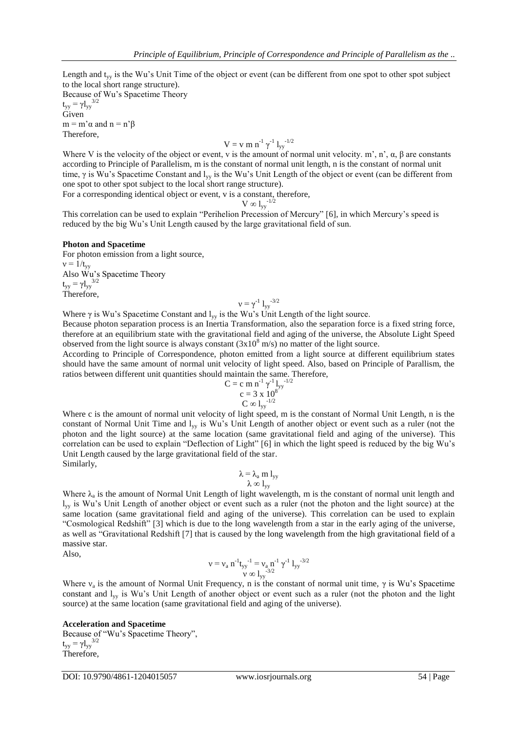Length and $t_{yy}$ is the Wu's Unit Time of the object or event (can be different from one spot to other spot subject to the local short range structure).

Because of Wu's Spacetime Theory

$t_{yy} = \gamma l_{yy}^{3/2}$

Given

$m = m'\alpha$ and $n = n'\beta$

Therefore,

$$V = v\, m\, n^{-1}\, \gamma^{-1}\, l_{yy}^{-1/2}$$

Where V is the velocity of the object or event, v is the amount of normal unit velocity. m', n', α, β are constants according to Principle of Parallelism, m is the constant of normal unit length, n is the constant of normal unit time, γ is Wu's Spacetime Constant and $l_{yy}$ is the Wu's Unit Length of the object or event (can be different from one spot to other spot subject to the local short range structure).

For a corresponding identical object or event, v is a constant, therefore,

$$V \propto l_{yy}^{-1/2}$$

This correlation can be used to explain "Perihelion Precession of Mercury" [6], in which Mercury's speed is reduced by the big Wu's Unit Length caused by the large gravitational field of sun.

**Photon and Spacetime**

For photon emission from a light source,

$\nu = 1/t_{yy}$

Also Wu's Spacetime Theory

$t_{yy} = \gamma l_{yy}^{3/2}$

Therefore,

$$\nu = \gamma^{-1}\, l_{yy}^{-3/2}$$

Where γ is Wu's Spacetime Constant and $l_{yy}$ is the Wu's Unit Length of the light source.

Because photon separation process is an Inertia Transformation, also the separation force is a fixed string force, therefore at an equilibrium state with the gravitational field and aging of the universe, the Absolute Light Speed observed from the light source is always constant ($3\times10^{8}$ m/s) no matter of the light source.

According to Principle of Correspondence, photon emitted from a light source at different equilibrium states should have the same amount of normal unit velocity of light speed. Also, based on Principle of Parallism, the ratios between different unit quantities should maintain the same. Therefore,

$$C = c\, m\, n^{-1}\, \gamma^{-1}\, l_{yy}^{-1/2}$$
$$c = 3 \times 10^{8}$$
$$C \propto l_{yy}^{-1/2}$$

Where c is the amount of normal unit velocity of light speed, m is the constant of Normal Unit Length, n is the constant of Normal Unit Time and $l_{yy}$ is Wu's Unit Length of another object or event such as a ruler (not the photon and the light source) at the same location (same gravitational field and aging of the universe). This correlation can be used to explain "Deflection of Light" [6] in which the light speed is reduced by the big Wu's Unit Length caused by the large gravitational field of the star.

Similarly,

$$\lambda = \lambda_a\, m\, l_{yy}$$
$$\lambda \propto l_{yy}$$

Where $\lambda_a$ is the amount of Normal Unit Length of light wavelength, m is the constant of normal unit length and $l_{yy}$ is Wu's Unit Length of another object or event such as a ruler (not the photon and the light source) at the same location (same gravitational field and aging of the universe). This correlation can be used to explain "Cosmological Redshift" [3] which is due to the long wavelength from a star in the early aging of the universe, as well as "Gravitational Redshift [7] that is caused by the long wavelength from the high gravitational field of a massive star.

Also,

$$\nu = \nu_a\, n^{-1} t_{yy}^{-1} = \nu_a\, n^{-1}\, \gamma^{-1}\, l_{yy}^{-3/2}$$
$$\nu \propto l_{yy}^{-3/2}$$

Where $\nu_a$ is the amount of Normal Unit Frequency, n is the constant of normal unit time, γ is Wu's Spacetime constant and $l_{yy}$ is Wu's Unit Length of another object or event such as a ruler (not the photon and the light source) at the same location (same gravitational field and aging of the universe).

**Acceleration and Spacetime**

Because of "Wu's Spacetime Theory",

$t_{yy} = \gamma l_{yy}^{3/2}$

Therefore,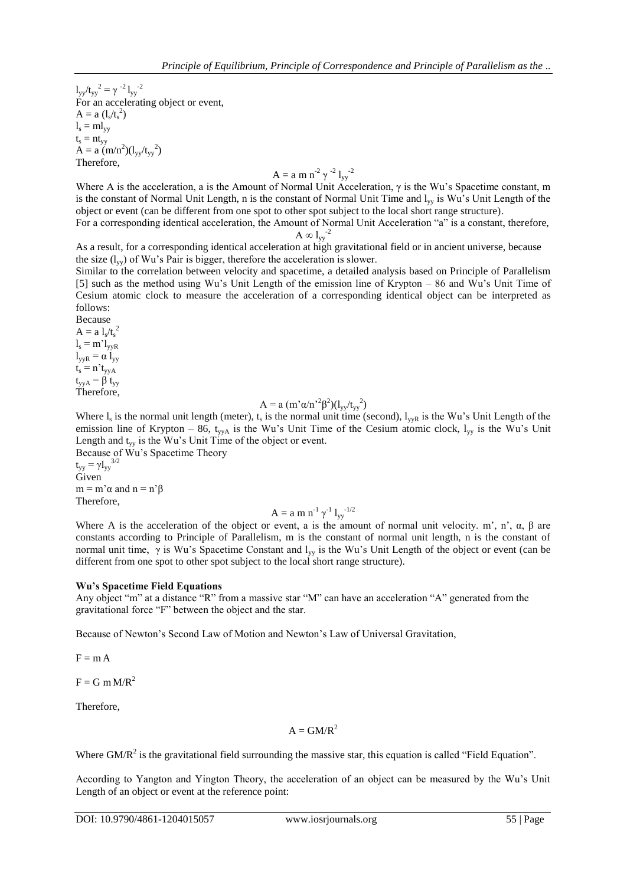$l_{yy}/t_{yy}^2 = \gamma^{-2} l_{yy}^{-2}$

For an accelerating object or event,

$A = a\,(l_s/t_s^2)$

$l_s = m l_{yy}$

$t_s = n t_{yy}$

$A = a\,(m/n^2)(l_{yy}/t_{yy}^2)$

Therefore,

$$A = a\, m\, n^{-2}\, \gamma^{-2}\, l_{yy}^{-2}$$

Where A is the acceleration, a is the Amount of Normal Unit Acceleration, $\gamma$ is the Wu's Spacetime constant, m is the constant of Normal Unit Length, n is the constant of Normal Unit Time and $l_{yy}$ is Wu's Unit Length of the object or event (can be different from one spot to other spot subject to the local short range structure).

For a corresponding identical acceleration, the Amount of Normal Unit Acceleration "a" is a constant, therefore,

$$A \propto l_{yy}^{-2}$$

As a result, for a corresponding identical acceleration at high gravitational field or in ancient universe, because the size ($l_{yy}$) of Wu's Pair is bigger, therefore the acceleration is slower.

Similar to the correlation between velocity and spacetime, a detailed analysis based on Principle of Parallelism [5] such as the method using Wu's Unit Length of the emission line of Krypton – 86 and Wu's Unit Time of Cesium atomic clock to measure the acceleration of a corresponding identical object can be interpreted as follows:

Because

$A = a\, l_s/t_s^2$

$l_s = m' l_{yyR}$

$l_{yyR} = \alpha\, l_{yy}$

$t_s = n' t_{yyA}$

$t_{yyA} = \beta\, t_{yy}$

Therefore,

$$A = a\,(m'\alpha/n'^2\beta^2)(l_{yy}/t_{yy}^2)$$

Where $l_s$ is the normal unit length (meter), $t_s$ is the normal unit time (second), $l_{yyR}$ is the Wu's Unit Length of the emission line of Krypton – 86, $t_{yyA}$ is the Wu's Unit Time of the Cesium atomic clock, $l_{yy}$ is the Wu's Unit Length and $t_{yy}$ is the Wu's Unit Time of the object or event.

Because of Wu's Spacetime Theory

$t_{yy} = \gamma l_{yy}^{3/2}$

Given

$m = m'\alpha$ and $n = n'\beta$

Therefore,

$$A = a\, m\, n^{-1}\, \gamma^{-1}\, l_{yy}^{-1/2}$$

Where A is the acceleration of the object or event, a is the amount of normal unit velocity. m', n', $\alpha$, $\beta$ are constants according to Principle of Parallelism, m is the constant of normal unit length, n is the constant of normal unit time, $\gamma$ is Wu's Spacetime Constant and $l_{yy}$ is the Wu's Unit Length of the object or event (can be different from one spot to other spot subject to the local short range structure).

**Wu's Spacetime Field Equations**

Any object "m" at a distance "R" from a massive star "M" can have an acceleration "A" generated from the gravitational force "F" between the object and the star.

Because of Newton's Second Law of Motion and Newton's Law of Universal Gravitation,

$F = m A$

$F = G\, m M/R^2$

Therefore,

$$A = GM/R^2$$

Where $GM/R^2$ is the gravitational field surrounding the massive star, this equation is called "Field Equation".

According to Yangton and Yington Theory, the acceleration of an object can be measured by the Wu's Unit Length of an object or event at the reference point: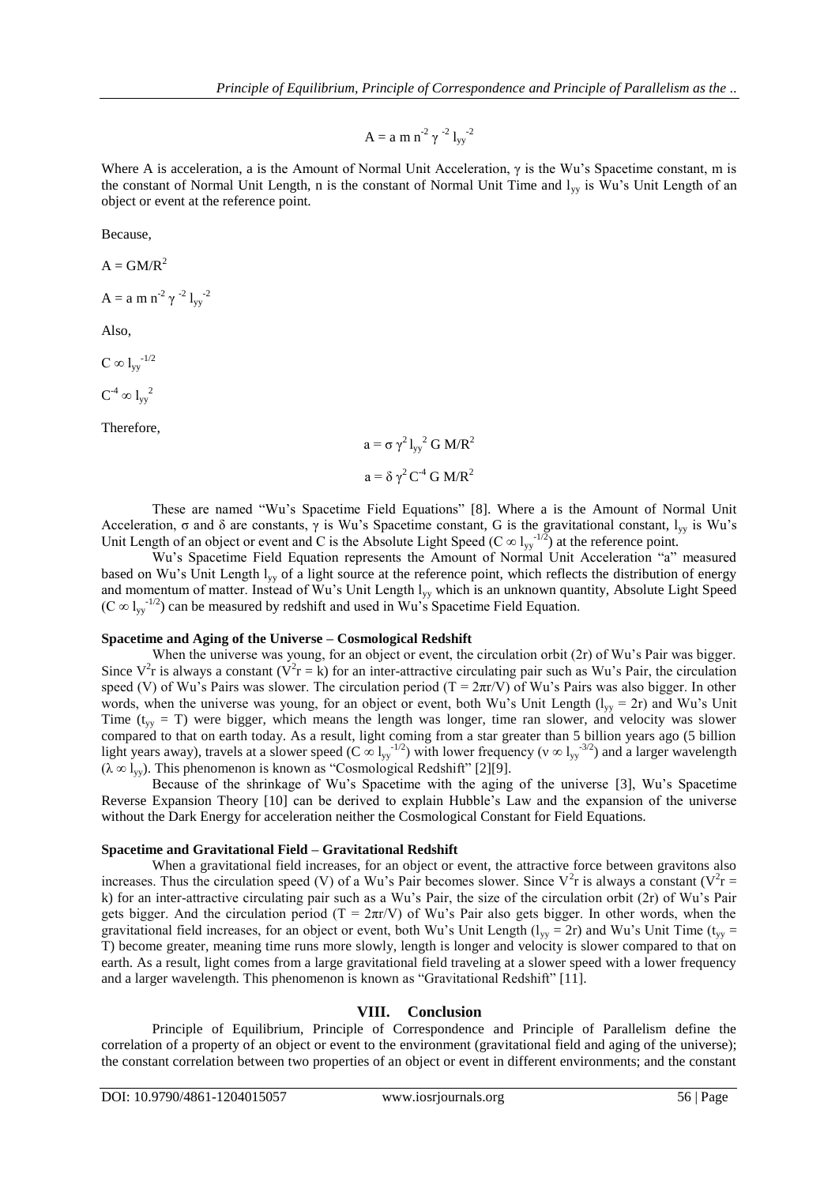$$A = a\, m\, n^{-2}\, \gamma^{-2}\, l_{yy}^{-2}$$

Where A is acceleration, a is the Amount of Normal Unit Acceleration, $\gamma$ is the Wu's Spacetime constant, m is the constant of Normal Unit Length, n is the constant of Normal Unit Time and $l_{yy}$ is Wu's Unit Length of an object or event at the reference point.

Because,

$A = GM/R^2$

$A = a\, m\, n^{-2}\, \gamma^{-2}\, l_{yy}^{-2}$

Also,

$C \propto l_{yy}^{-1/2}$

$C^{-4} \propto l_{yy}^{2}$

Therefore,

$$a = \sigma\, \gamma^2\, l_{yy}^2\, G\, M/R^2$$

$$a = \delta\, \gamma^2\, C^{-4}\, G\, M/R^2$$

These are named "Wu's Spacetime Field Equations" [8]. Where a is the Amount of Normal Unit Acceleration, $\sigma$ and $\delta$ are constants, $\gamma$ is Wu's Spacetime constant, G is the gravitational constant, $l_{yy}$ is Wu's Unit Length of an object or event and C is the Absolute Light Speed ($C \propto l_{yy}^{-1/2}$) at the reference point.

Wu's Spacetime Field Equation represents the Amount of Normal Unit Acceleration "a" measured based on Wu's Unit Length $l_{yy}$ of a light source at the reference point, which reflects the distribution of energy and momentum of matter. Instead of Wu's Unit Length $l_{yy}$ which is an unknown quantity, Absolute Light Speed ($C \propto l_{yy}^{-1/2}$) can be measured by redshift and used in Wu's Spacetime Field Equation.

**Spacetime and Aging of the Universe – Cosmological Redshift**

When the universe was young, for an object or event, the circulation orbit (2r) of Wu's Pair was bigger. Since $V^2r$ is always a constant ($V^2r = k$) for an inter-attractive circulating pair such as Wu's Pair, the circulation speed (V) of Wu's Pairs was slower. The circulation period ($T = 2\pi r/V$) of Wu's Pairs was also bigger. In other words, when the universe was young, for an object or event, both Wu's Unit Length ($l_{yy} = 2r$) and Wu's Unit Time ($t_{yy} = T$) were bigger, which means the length was longer, time ran slower, and velocity was slower compared to that on earth today. As a result, light coming from a star greater than 5 billion years ago (5 billion light years away), travels at a slower speed ($C \propto l_{yy}^{-1/2}$) with lower frequency ($\nu \propto l_{yy}^{-3/2}$) and a larger wavelength ($\lambda \propto l_{yy}$). This phenomenon is known as "Cosmological Redshift" [2][9].

Because of the shrinkage of Wu's Spacetime with the aging of the universe [3], Wu's Spacetime Reverse Expansion Theory [10] can be derived to explain Hubble's Law and the expansion of the universe without the Dark Energy for acceleration neither the Cosmological Constant for Field Equations.

**Spacetime and Gravitational Field – Gravitational Redshift**

When a gravitational field increases, for an object or event, the attractive force between gravitons also increases. Thus the circulation speed (V) of a Wu's Pair becomes slower. Since $V^2r$ is always a constant ($V^2r = k$) for an inter-attractive circulating pair such as a Wu's Pair, the size of the circulation orbit (2r) of Wu's Pair gets bigger. And the circulation period ($T = 2\pi r/V$) of Wu's Pair also gets bigger. In other words, when the gravitational field increases, for an object or event, both Wu's Unit Length ($l_{yy} = 2r$) and Wu's Unit Time ($t_{yy} = T$) become greater, meaning time runs more slowly, length is longer and velocity is slower compared to that on earth. As a result, light comes from a large gravitational field traveling at a slower speed with a lower frequency and a larger wavelength. This phenomenon is known as "Gravitational Redshift" [11].

## VIII. Conclusion

Principle of Equilibrium, Principle of Correspondence and Principle of Parallelism define the correlation of a property of an object or event to the environment (gravitational field and aging of the universe); the constant correlation between two properties of an object or event in different environments; and the constant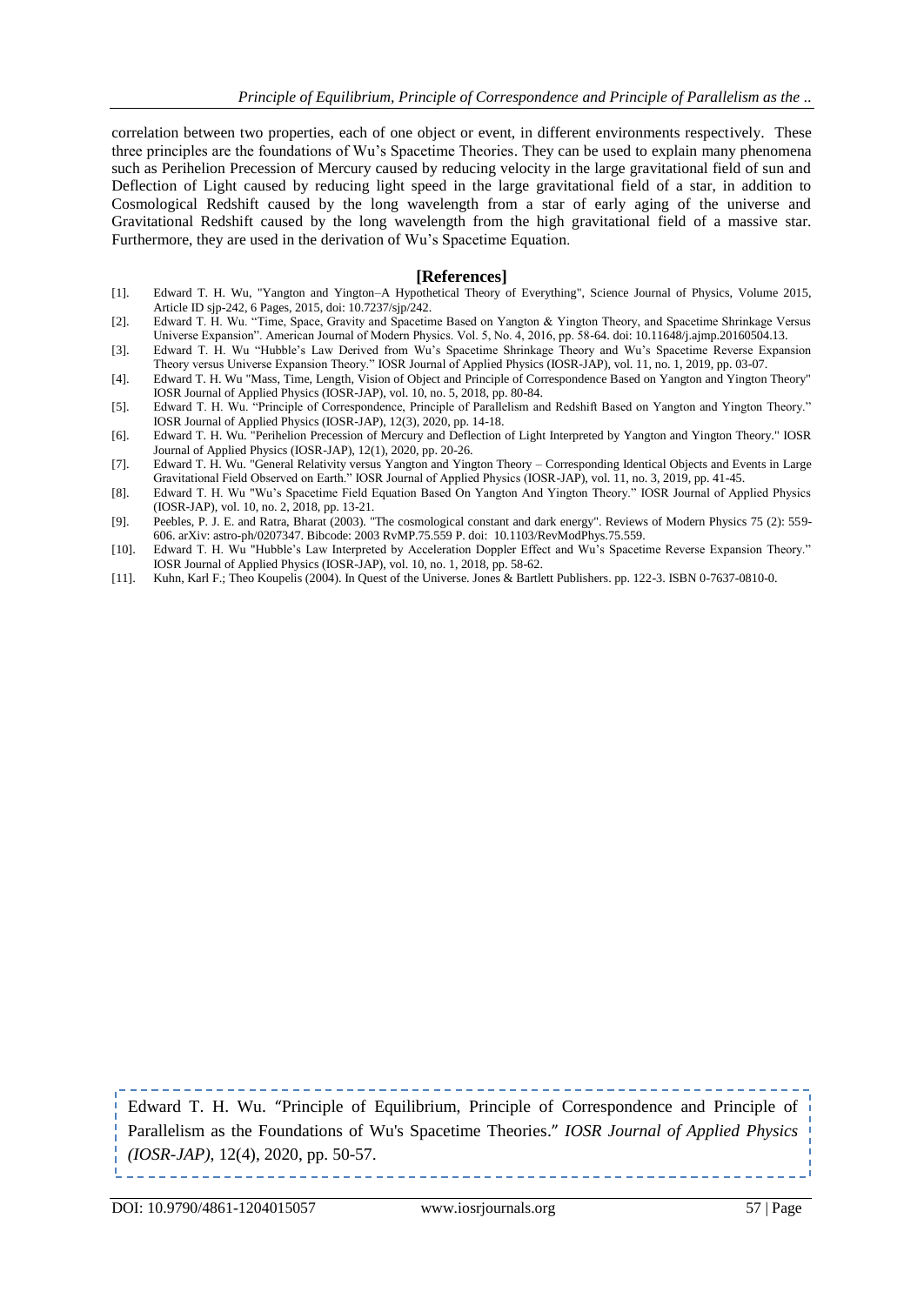correlation between two properties, each of one object or event, in different environments respectively. These three principles are the foundations of Wu's Spacetime Theories. They can be used to explain many phenomena such as Perihelion Precession of Mercury caused by reducing velocity in the large gravitational field of sun and Deflection of Light caused by reducing light speed in the large gravitational field of a star, in addition to Cosmological Redshift caused by the long wavelength from a star of early aging of the universe and Gravitational Redshift caused by the long wavelength from the high gravitational field of a massive star. Furthermore, they are used in the derivation of Wu's Spacetime Equation.

## [References]

[1]. Edward T. H. Wu, "Yangton and Yington–A Hypothetical Theory of Everything", Science Journal of Physics, Volume 2015, Article ID sjp-242, 6 Pages, 2015, doi: 10.7237/sjp/242.

[2]. Edward T. H. Wu. "Time, Space, Gravity and Spacetime Based on Yangton & Yington Theory, and Spacetime Shrinkage Versus Universe Expansion". American Journal of Modern Physics. Vol. 5, No. 4, 2016, pp. 58-64. doi: 10.11648/j.ajmp.20160504.13.

[3]. Edward T. H. Wu "Hubble's Law Derived from Wu's Spacetime Shrinkage Theory and Wu's Spacetime Reverse Expansion Theory versus Universe Expansion Theory." IOSR Journal of Applied Physics (IOSR-JAP), vol. 11, no. 1, 2019, pp. 03-07.

[4]. Edward T. H. Wu "Mass, Time, Length, Vision of Object and Principle of Correspondence Based on Yangton and Yington Theory" IOSR Journal of Applied Physics (IOSR-JAP), vol. 10, no. 5, 2018, pp. 80-84.

[5]. Edward T. H. Wu. "Principle of Correspondence, Principle of Parallelism and Redshift Based on Yangton and Yington Theory." IOSR Journal of Applied Physics (IOSR-JAP), 12(3), 2020, pp. 14-18.

[6]. Edward T. H. Wu. "Perihelion Precession of Mercury and Deflection of Light Interpreted by Yangton and Yington Theory." IOSR Journal of Applied Physics (IOSR-JAP), 12(1), 2020, pp. 20-26.

[7]. Edward T. H. Wu. "General Relativity versus Yangton and Yington Theory – Corresponding Identical Objects and Events in Large Gravitational Field Observed on Earth." IOSR Journal of Applied Physics (IOSR-JAP), vol. 11, no. 3, 2019, pp. 41-45.

[8]. Edward T. H. Wu "Wu's Spacetime Field Equation Based On Yangton And Yington Theory." IOSR Journal of Applied Physics (IOSR-JAP), vol. 10, no. 2, 2018, pp. 13-21.

[9]. Peebles, P. J. E. and Ratra, Bharat (2003). "The cosmological constant and dark energy". Reviews of Modern Physics 75 (2): 559-606. arXiv: astro-ph/0207347. Bibcode: 2003 RvMP.75.559 P. doi: 10.1103/RevModPhys.75.559.

[10]. Edward T. H. Wu "Hubble's Law Interpreted by Acceleration Doppler Effect and Wu's Spacetime Reverse Expansion Theory." IOSR Journal of Applied Physics (IOSR-JAP), vol. 10, no. 1, 2018, pp. 58-62.

[11]. Kuhn, Karl F.; Theo Koupelis (2004). In Quest of the Universe. Jones & Bartlett Publishers. pp. 122-3. ISBN 0-7637-0810-0.

Edward T. H. Wu. "Principle of Equilibrium, Principle of Correspondence and Principle of Parallelism as the Foundations of Wu's Spacetime Theories." *IOSR Journal of Applied Physics (IOSR-JAP)*, 12(4), 2020, pp. 50-57.